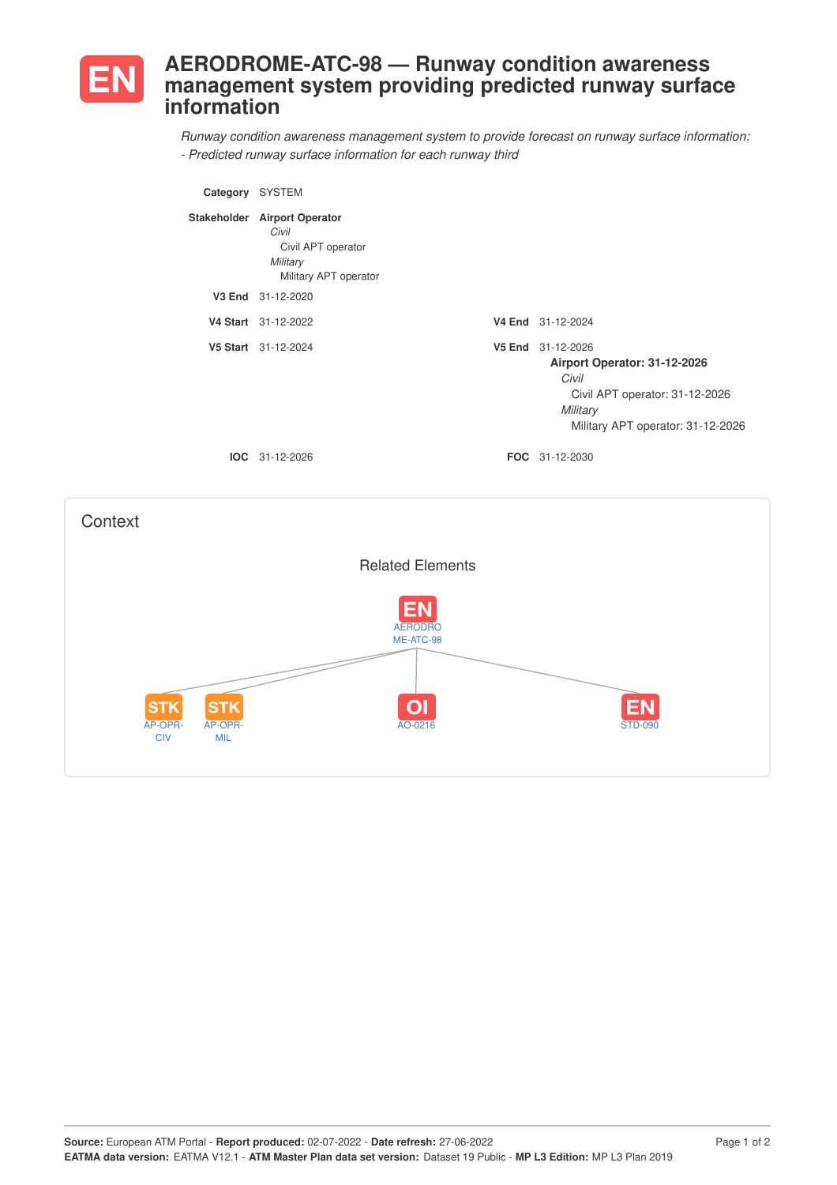# EN AERODROME-ATC-98 — Runway condition awareness management system providing predicted runway surface information

*Runway condition awareness management system to provide forecast on runway surface information:*
*- Predicted runway surface information for each runway third*

**Category** SYSTEM

**Stakeholder** **Airport Operator**
*Civil*
Civil APT operator
*Military*
Military APT operator

**V3 End** 31-12-2020

**V4 Start** 31-12-2022 **V4 End** 31-12-2024

**V5 Start** 31-12-2024 **V5 End** 31-12-2026
**Airport Operator: 31-12-2026**
*Civil*
Civil APT operator: 31-12-2026
*Military*
Military APT operator: 31-12-2026

**IOC** 31-12-2026 **FOC** 31-12-2030

## Context

Related Elements

- EN AERODROME-ATC-98
  - STK AP-OPR-CIV
  - STK AP-OPR-MIL
  - OI AO-0216
  - EN STD-090

**Source:** European ATM Portal - **Report produced:** 02-07-2022 - **Date refresh:** 27-06-2022
**EATMA data version:** EATMA V12.1 - **ATM Master Plan data set version:** Dataset 19 Public - **MP L3 Edition:** MP L3 Plan 2019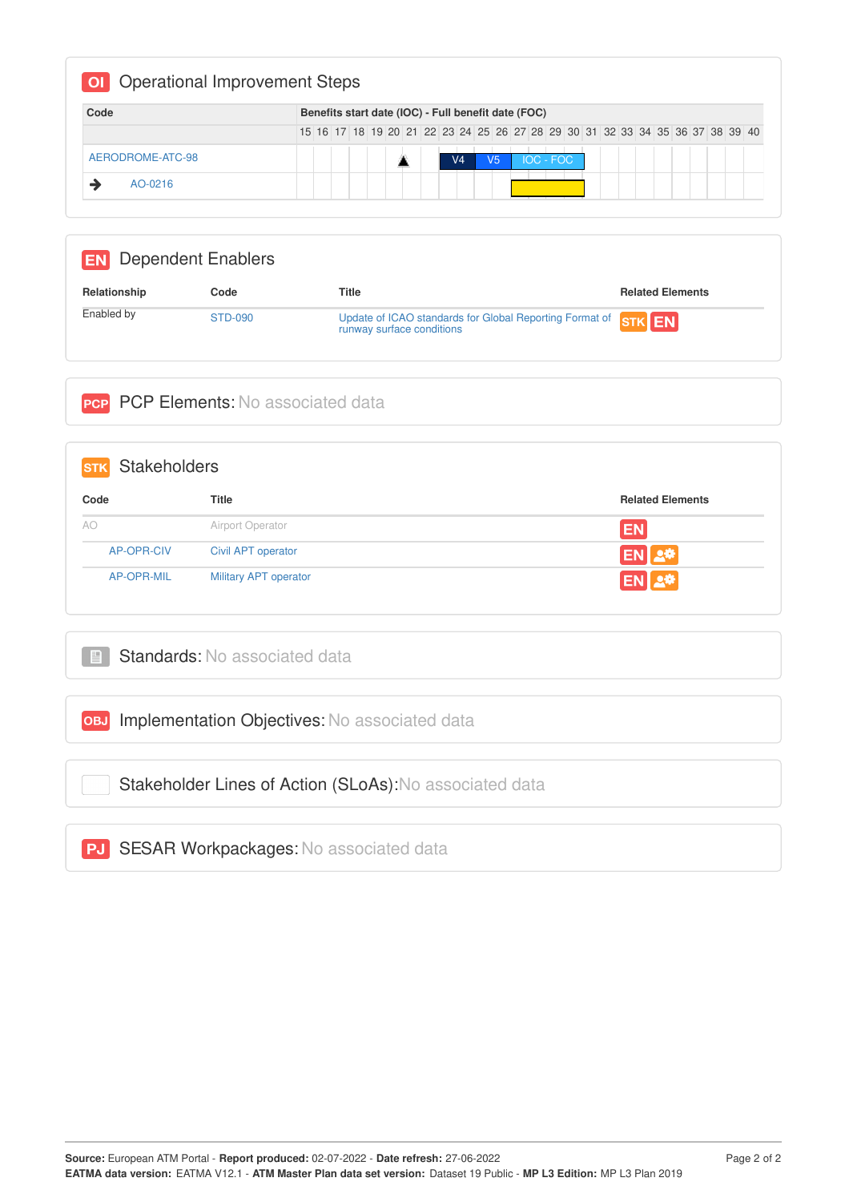## OI Operational Improvement Steps

| Code | Benefits start date (IOC) - Full benefit date (FOC) |
|---|---|
| | 15 16 17 18 19 20 21 22 23 24 25 26 27 28 29 30 31 32 33 34 35 36 37 38 39 40 |
| AERODROME-ATC-98 | V4 V5 IOC - FOC |
| → AO-0216 | |

## EN Dependent Enablers

| Relationship | Code | Title | Related Elements |
|---|---|---|---|
| Enabled by | STD-090 | Update of ICAO standards for Global Reporting Format of runway surface conditions | STK EN |

## PCP PCP Elements: No associated data

## STK Stakeholders

| Code | Title | Related Elements |
|---|---|---|
| AO | Airport Operator | EN |
| AP-OPR-CIV | Civil APT operator | EN |
| AP-OPR-MIL | Military APT operator | EN |

## Standards: No associated data

## OBJ Implementation Objectives: No associated data

## Stakeholder Lines of Action (SLoAs): No associated data

## PJ SESAR Workpackages: No associated data

**Source:** European ATM Portal - **Report produced:** 02-07-2022 - **Date refresh:** 27-06-2022
**EATMA data version:** EATMA V12.1 - **ATM Master Plan data set version:** Dataset 19 Public - **MP L3 Edition:** MP L3 Plan 2019